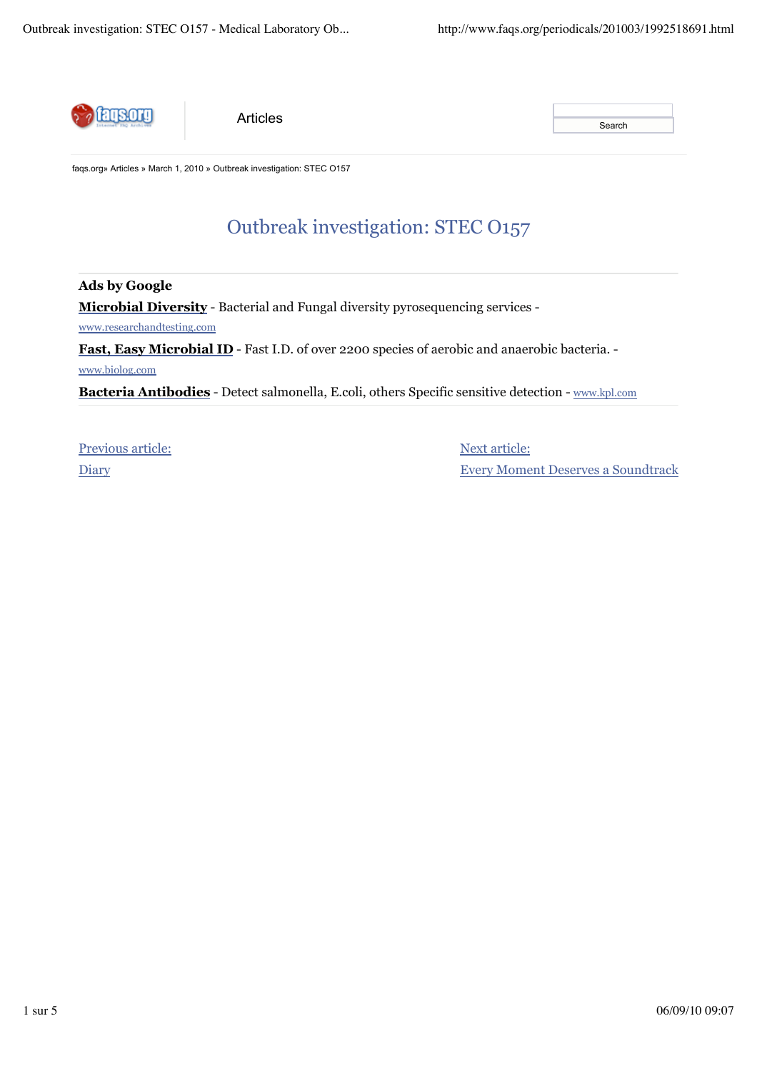faqs.org

Articles

Search

faqs.org» Articles » March 1, 2010 » Outbreak investigation: STEC O157

# Outbreak investigation: STEC O157

**Ads by Google**

**Microbial Diversity** - Bacterial and Fungal diversity pyrosequencing services - www.researchandtesting.com

**Fast, Easy Microbial ID** - Fast I.D. of over 2200 species of aerobic and anaerobic bacteria. - www.biolog.com

**Bacteria Antibodies** - Detect salmonella, E.coli, others Specific sensitive detection - www.kpl.com

Previous article:
Diary

Next article:
Every Moment Deserves a Soundtrack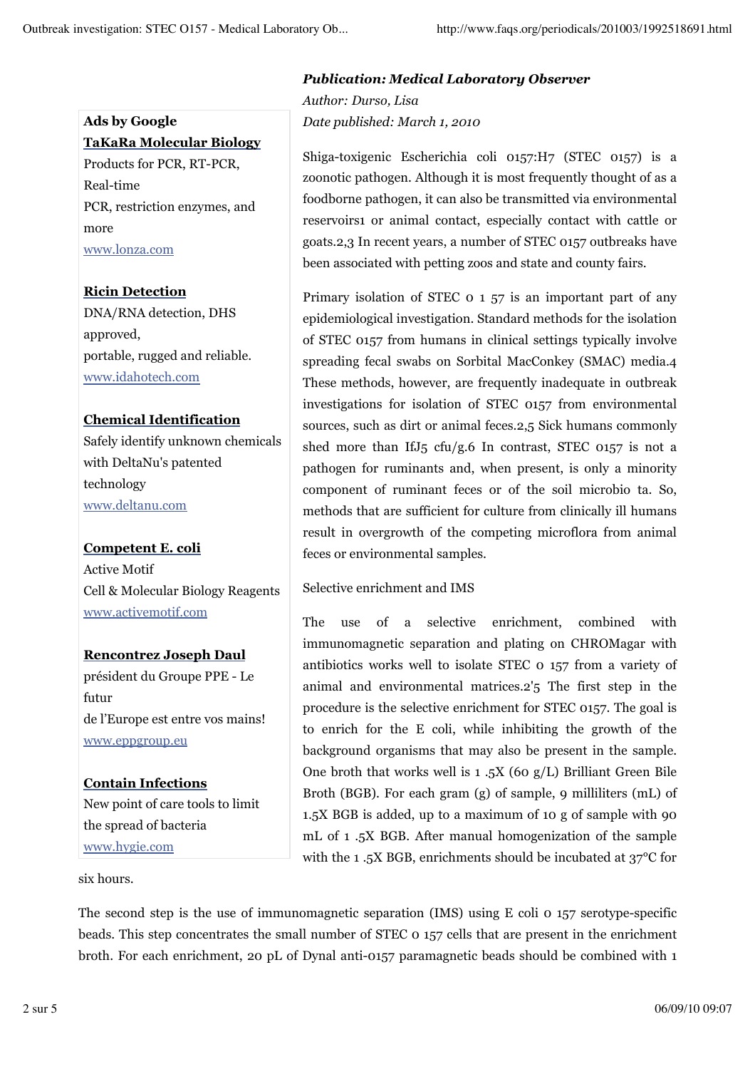*Publication: Medical Laboratory Observer*

*Author: Durso, Lisa*

*Date published: March 1, 2010*

**Ads by Google**

**TaKaRa Molecular Biology**
Products for PCR, RT-PCR, Real-time PCR, restriction enzymes, and more
www.lonza.com

**Ricin Detection**
DNA/RNA detection, DHS approved, portable, rugged and reliable.
www.idahotech.com

**Chemical Identification**
Safely identify unknown chemicals with DeltaNu's patented technology
www.deltanu.com

**Competent E. coli**
Active Motif
Cell & Molecular Biology Reagents
www.activemotif.com

**Rencontrez Joseph Daul**
président du Groupe PPE - Le futur de l'Europe est entre vos mains!
www.eppgroup.eu

**Contain Infections**
New point of care tools to limit the spread of bacteria
www.hygie.com

Shiga-toxigenic Escherichia coli 0157:H7 (STEC 0157) is a zoonotic pathogen. Although it is most frequently thought of as a foodborne pathogen, it can also be transmitted via environmental reservoirs1 or animal contact, especially contact with cattle or goats.2,3 In recent years, a number of STEC 0157 outbreaks have been associated with petting zoos and state and county fairs.

Primary isolation of STEC 0 1 57 is an important part of any epidemiological investigation. Standard methods for the isolation of STEC 0157 from humans in clinical settings typically involve spreading fecal swabs on Sorbital MacConkey (SMAC) media.4 These methods, however, are frequently inadequate in outbreak investigations for isolation of STEC 0157 from environmental sources, such as dirt or animal feces.2,5 Sick humans commonly shed more than IfJ5 cfu/g.6 In contrast, STEC 0157 is not a pathogen for ruminants and, when present, is only a minority component of ruminant feces or of the soil microbio ta. So, methods that are sufficient for culture from clinically ill humans result in overgrowth of the competing microflora from animal feces or environmental samples.

Selective enrichment and IMS

The use of a selective enrichment, combined with immunomagnetic separation and plating on CHROMagar with antibiotics works well to isolate STEC 0 157 from a variety of animal and environmental matrices.2'5 The first step in the procedure is the selective enrichment for STEC 0157. The goal is to enrich for the E coli, while inhibiting the growth of the background organisms that may also be present in the sample. One broth that works well is 1 .5X (60 g/L) Brilliant Green Bile Broth (BGB). For each gram (g) of sample, 9 milliliters (mL) of 1.5X BGB is added, up to a maximum of 10 g of sample with 90 mL of 1 .5X BGB. After manual homogenization of the sample with the 1 .5X BGB, enrichments should be incubated at 37°C for six hours.

The second step is the use of immunomagnetic separation (IMS) using E coli 0 157 serotype-specific beads. This step concentrates the small number of STEC 0 157 cells that are present in the enrichment broth. For each enrichment, 20 pL of Dynal anti-0157 paramagnetic beads should be combined with 1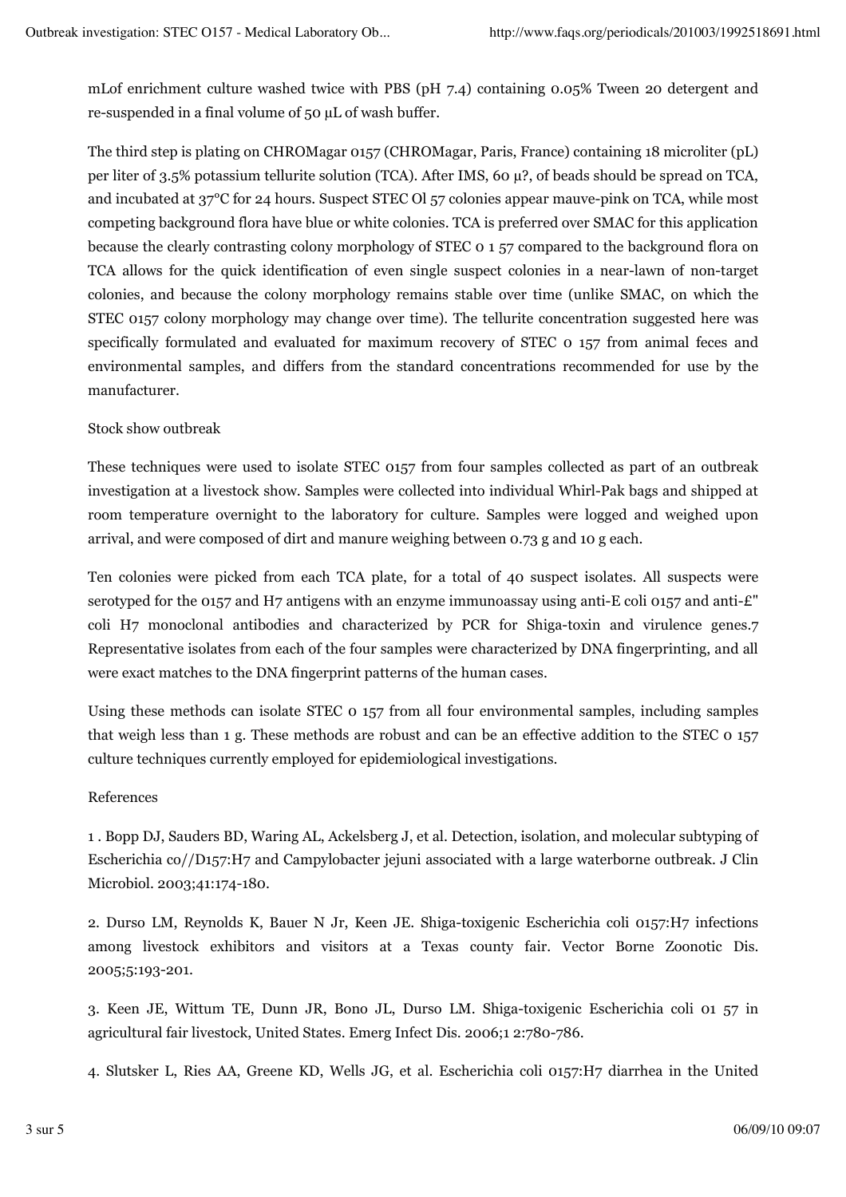mLof enrichment culture washed twice with PBS (pH 7.4) containing 0.05% Tween 20 detergent and re-suspended in a final volume of 50 µL of wash buffer.

The third step is plating on CHROMagar 0157 (CHROMagar, Paris, France) containing 18 microliter (pL) per liter of 3.5% potassium tellurite solution (TCA). After IMS, 60 µ?, of beads should be spread on TCA, and incubated at 37°C for 24 hours. Suspect STEC Ol 57 colonies appear mauve-pink on TCA, while most competing background flora have blue or white colonies. TCA is preferred over SMAC for this application because the clearly contrasting colony morphology of STEC 0 1 57 compared to the background flora on TCA allows for the quick identification of even single suspect colonies in a near-lawn of non-target colonies, and because the colony morphology remains stable over time (unlike SMAC, on which the STEC 0157 colony morphology may change over time). The tellurite concentration suggested here was specifically formulated and evaluated for maximum recovery of STEC 0 157 from animal feces and environmental samples, and differs from the standard concentrations recommended for use by the manufacturer.

Stock show outbreak

These techniques were used to isolate STEC 0157 from four samples collected as part of an outbreak investigation at a livestock show. Samples were collected into individual Whirl-Pak bags and shipped at room temperature overnight to the laboratory for culture. Samples were logged and weighed upon arrival, and were composed of dirt and manure weighing between 0.73 g and 10 g each.

Ten colonies were picked from each TCA plate, for a total of 40 suspect isolates. All suspects were serotyped for the 0157 and H7 antigens with an enzyme immunoassay using anti-E coli 0157 and anti-£" coli H7 monoclonal antibodies and characterized by PCR for Shiga-toxin and virulence genes.7 Representative isolates from each of the four samples were characterized by DNA fingerprinting, and all were exact matches to the DNA fingerprint patterns of the human cases.

Using these methods can isolate STEC 0 157 from all four environmental samples, including samples that weigh less than 1 g. These methods are robust and can be an effective addition to the STEC 0 157 culture techniques currently employed for epidemiological investigations.

References

1 . Bopp DJ, Sauders BD, Waring AL, Ackelsberg J, et al. Detection, isolation, and molecular subtyping of Escherichia co//D157:H7 and Campylobacter jejuni associated with a large waterborne outbreak. J Clin Microbiol. 2003;41:174-180.

2. Durso LM, Reynolds K, Bauer N Jr, Keen JE. Shiga-toxigenic Escherichia coli 0157:H7 infections among livestock exhibitors and visitors at a Texas county fair. Vector Borne Zoonotic Dis. 2005;5:193-201.

3. Keen JE, Wittum TE, Dunn JR, Bono JL, Durso LM. Shiga-toxigenic Escherichia coli 01 57 in agricultural fair livestock, United States. Emerg Infect Dis. 2006;1 2:780-786.

4. Slutsker L, Ries AA, Greene KD, Wells JG, et al. Escherichia coli 0157:H7 diarrhea in the United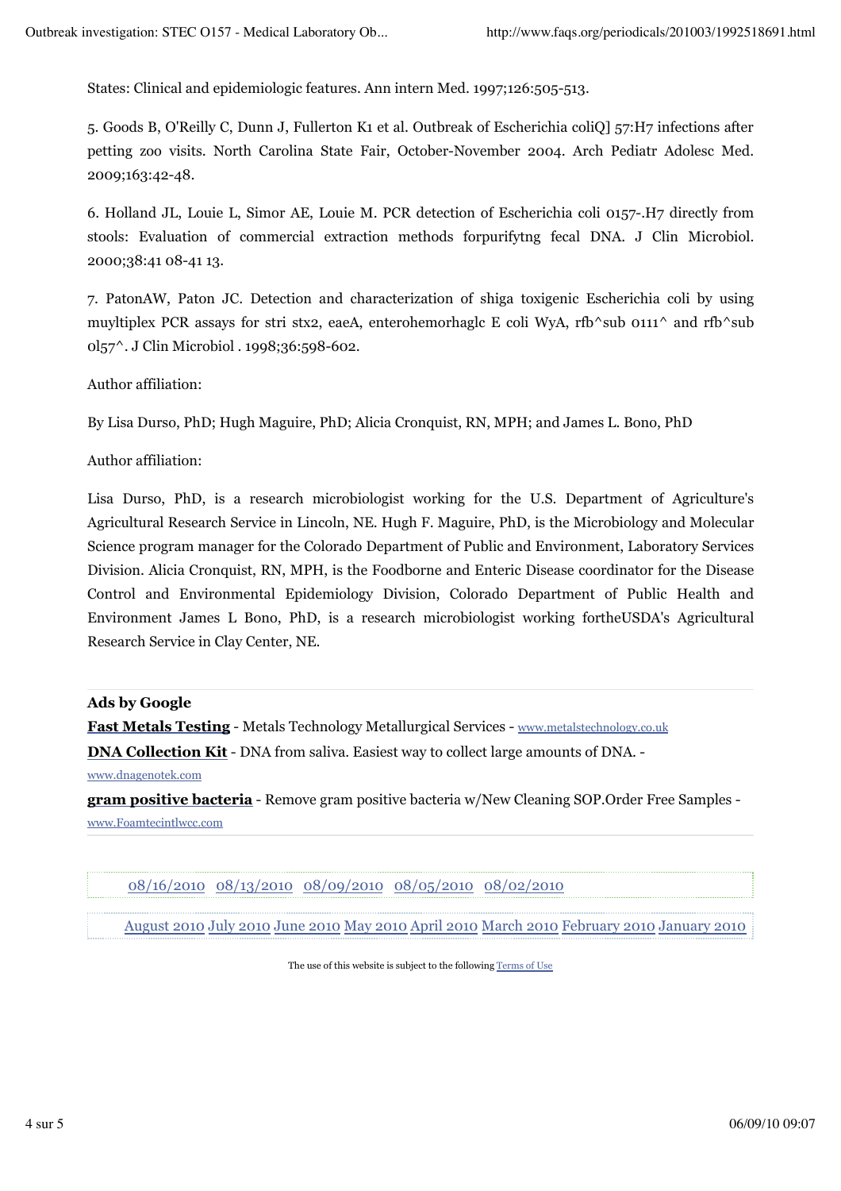States: Clinical and epidemiologic features. Ann intern Med. 1997;126:505-513.

5. Goods B, O'Reilly C, Dunn J, Fullerton K1 et al. Outbreak of Escherichia coliQ] 57:H7 infections after petting zoo visits. North Carolina State Fair, October-November 2004. Arch Pediatr Adolesc Med. 2009;163:42-48.

6. Holland JL, Louie L, Simor AE, Louie M. PCR detection of Escherichia coli 0157-.H7 directly from stools: Evaluation of commercial extraction methods forpurifytng fecal DNA. J Clin Microbiol. 2000;38:41 08-41 13.

7. PatonAW, Paton JC. Detection and characterization of shiga toxigenic Escherichia coli by using muyltiplex PCR assays for stri stx2, eaeA, enterohemorhaglc E coli WyA, rfb^sub 0111^ and rfb^sub 0l57^. J Clin Microbiol . 1998;36:598-602.

Author affiliation:

By Lisa Durso, PhD; Hugh Maguire, PhD; Alicia Cronquist, RN, MPH; and James L. Bono, PhD

Author affiliation:

Lisa Durso, PhD, is a research microbiologist working for the U.S. Department of Agriculture's Agricultural Research Service in Lincoln, NE. Hugh F. Maguire, PhD, is the Microbiology and Molecular Science program manager for the Colorado Department of Public and Environment, Laboratory Services Division. Alicia Cronquist, RN, MPH, is the Foodborne and Enteric Disease coordinator for the Disease Control and Environmental Epidemiology Division, Colorado Department of Public Health and Environment James L Bono, PhD, is a research microbiologist working fortheUSDA's Agricultural Research Service in Clay Center, NE.

**Ads by Google**

**Fast Metals Testing** - Metals Technology Metallurgical Services - www.metalstechnology.co.uk

**DNA Collection Kit** - DNA from saliva. Easiest way to collect large amounts of DNA. - www.dnagenotek.com

**gram positive bacteria** - Remove gram positive bacteria w/New Cleaning SOP.Order Free Samples - www.Foamtecintlwcc.com

08/16/2010 08/13/2010 08/09/2010 08/05/2010 08/02/2010

August 2010 July 2010 June 2010 May 2010 April 2010 March 2010 February 2010 January 2010

The use of this website is subject to the following Terms of Use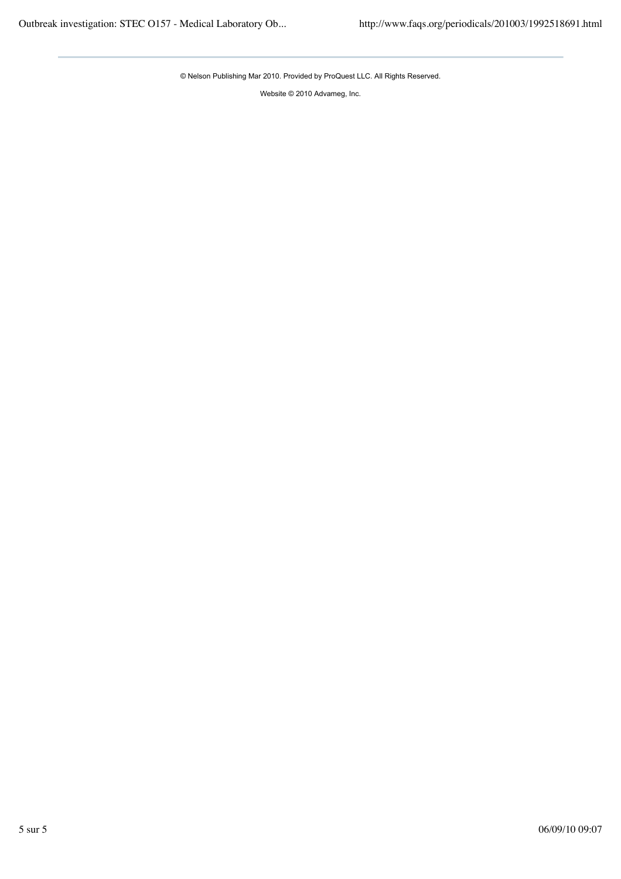© Nelson Publishing Mar 2010. Provided by ProQuest LLC. All Rights Reserved.

Website © 2010 Advameg, Inc.